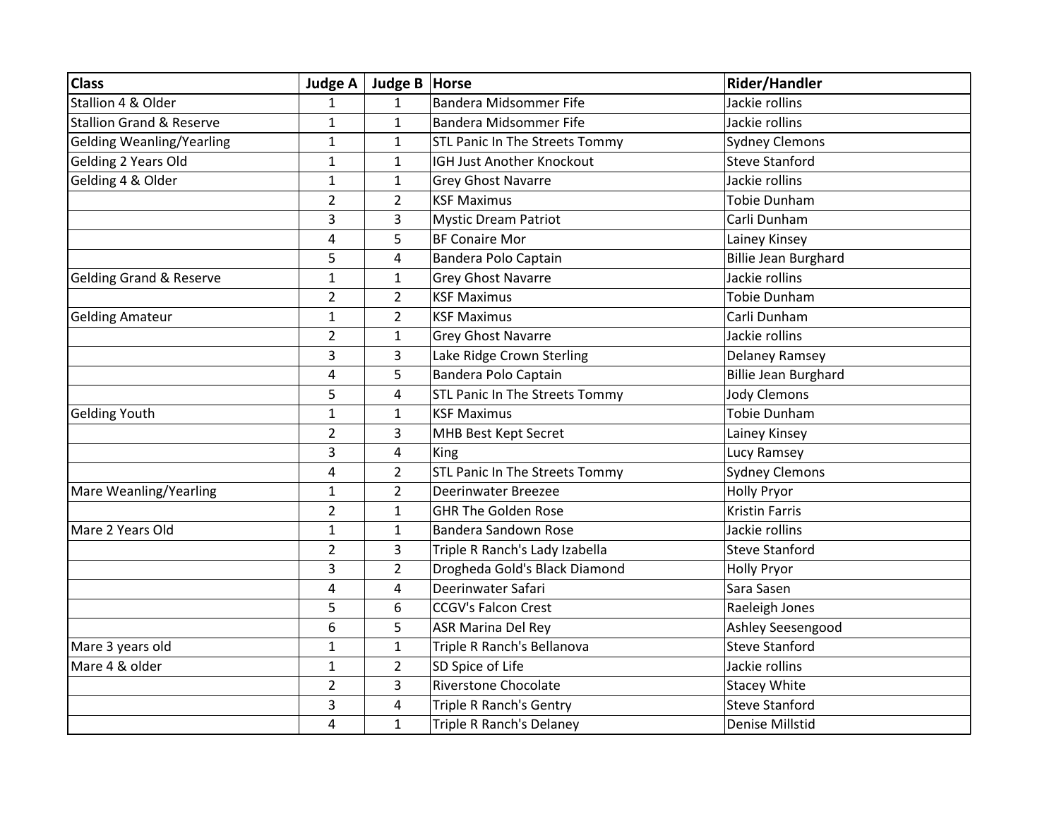| Class | Judge A | Judge B | Horse | Rider/Handler |
|---|---|---|---|---|
| Stallion 4 & Older | 1 | 1 | Bandera Midsommer Fife | Jackie rollins |
| Stallion Grand & Reserve | 1 | 1 | Bandera Midsommer Fife | Jackie rollins |
| Gelding Weanling/Yearling | 1 | 1 | STL Panic In The Streets Tommy | Sydney Clemons |
| Gelding 2 Years Old | 1 | 1 | IGH Just Another Knockout | Steve Stanford |
| Gelding 4 & Older | 1 | 1 | Grey Ghost Navarre | Jackie rollins |
| | 2 | 2 | KSF Maximus | Tobie Dunham |
| | 3 | 3 | Mystic Dream Patriot | Carli Dunham |
| | 4 | 5 | BF Conaire Mor | Lainey Kinsey |
| | 5 | 4 | Bandera Polo Captain | Billie Jean Burghard |
| Gelding Grand & Reserve | 1 | 1 | Grey Ghost Navarre | Jackie rollins |
| | 2 | 2 | KSF Maximus | Tobie Dunham |
| Gelding Amateur | 1 | 2 | KSF Maximus | Carli Dunham |
| | 2 | 1 | Grey Ghost Navarre | Jackie rollins |
| | 3 | 3 | Lake Ridge Crown Sterling | Delaney Ramsey |
| | 4 | 5 | Bandera Polo Captain | Billie Jean Burghard |
| | 5 | 4 | STL Panic In The Streets Tommy | Jody Clemons |
| Gelding Youth | 1 | 1 | KSF Maximus | Tobie Dunham |
| | 2 | 3 | MHB Best Kept Secret | Lainey Kinsey |
| | 3 | 4 | King | Lucy Ramsey |
| | 4 | 2 | STL Panic In The Streets Tommy | Sydney Clemons |
| Mare Weanling/Yearling | 1 | 2 | Deerinwater Breezee | Holly Pryor |
| | 2 | 1 | GHR The Golden Rose | Kristin Farris |
| Mare 2 Years Old | 1 | 1 | Bandera Sandown Rose | Jackie rollins |
| | 2 | 3 | Triple R Ranch's Lady Izabella | Steve Stanford |
| | 3 | 2 | Drogheda Gold's Black Diamond | Holly Pryor |
| | 4 | 4 | Deerinwater Safari | Sara Sasen |
| | 5 | 6 | CCGV's Falcon Crest | Raeleigh Jones |
| | 6 | 5 | ASR Marina Del Rey | Ashley Seesengood |
| Mare 3 years old | 1 | 1 | Triple R Ranch's Bellanova | Steve Stanford |
| Mare 4 & older | 1 | 2 | SD Spice of Life | Jackie rollins |
| | 2 | 3 | Riverstone Chocolate | Stacey White |
| | 3 | 4 | Triple R Ranch's Gentry | Steve Stanford |
| | 4 | 1 | Triple R Ranch's Delaney | Denise Millstid |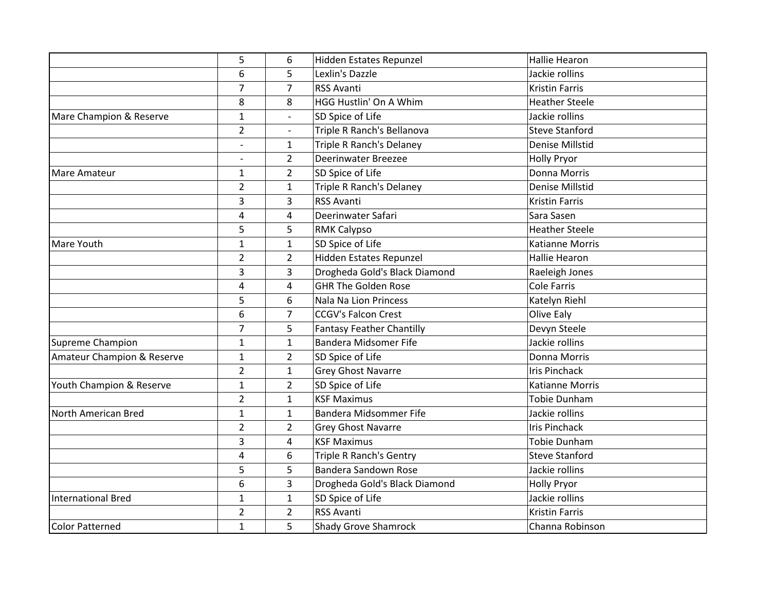|  |  |  |  |  |
|---|---|---|---|---|
|  | 5 | 6 | Hidden Estates Repunzel | Hallie Hearon |
|  | 6 | 5 | Lexlin's Dazzle | Jackie rollins |
|  | 7 | 7 | RSS Avanti | Kristin Farris |
|  | 8 | 8 | HGG Hustlin' On A Whim | Heather Steele |
| Mare Champion & Reserve | 1 | - | SD Spice of Life | Jackie rollins |
|  | 2 | - | Triple R Ranch's Bellanova | Steve Stanford |
|  | - | 1 | Triple R Ranch's Delaney | Denise Millstid |
|  | - | 2 | Deerinwater Breezee | Holly Pryor |
| Mare Amateur | 1 | 2 | SD Spice of Life | Donna Morris |
|  | 2 | 1 | Triple R Ranch's Delaney | Denise Millstid |
|  | 3 | 3 | RSS Avanti | Kristin Farris |
|  | 4 | 4 | Deerinwater Safari | Sara Sasen |
|  | 5 | 5 | RMK Calypso | Heather Steele |
| Mare Youth | 1 | 1 | SD Spice of Life | Katianne Morris |
|  | 2 | 2 | Hidden Estates Repunzel | Hallie Hearon |
|  | 3 | 3 | Drogheda Gold's Black Diamond | Raeleigh Jones |
|  | 4 | 4 | GHR The Golden Rose | Cole Farris |
|  | 5 | 6 | Nala Na Lion Princess | Katelyn Riehl |
|  | 6 | 7 | CCGV's Falcon Crest | Olive Ealy |
|  | 7 | 5 | Fantasy Feather Chantilly | Devyn Steele |
| Supreme Champion | 1 | 1 | Bandera Midsomer Fife | Jackie rollins |
| Amateur Champion & Reserve | 1 | 2 | SD Spice of Life | Donna Morris |
|  | 2 | 1 | Grey Ghost Navarre | Iris Pinchack |
| Youth Champion & Reserve | 1 | 2 | SD Spice of Life | Katianne Morris |
|  | 2 | 1 | KSF Maximus | Tobie Dunham |
| North American Bred | 1 | 1 | Bandera Midsommer Fife | Jackie rollins |
|  | 2 | 2 | Grey Ghost Navarre | Iris Pinchack |
|  | 3 | 4 | KSF Maximus | Tobie Dunham |
|  | 4 | 6 | Triple R Ranch's Gentry | Steve Stanford |
|  | 5 | 5 | Bandera Sandown Rose | Jackie rollins |
|  | 6 | 3 | Drogheda Gold's Black Diamond | Holly Pryor |
| International Bred | 1 | 1 | SD Spice of Life | Jackie rollins |
|  | 2 | 2 | RSS Avanti | Kristin Farris |
| Color Patterned | 1 | 5 | Shady Grove Shamrock | Channa Robinson |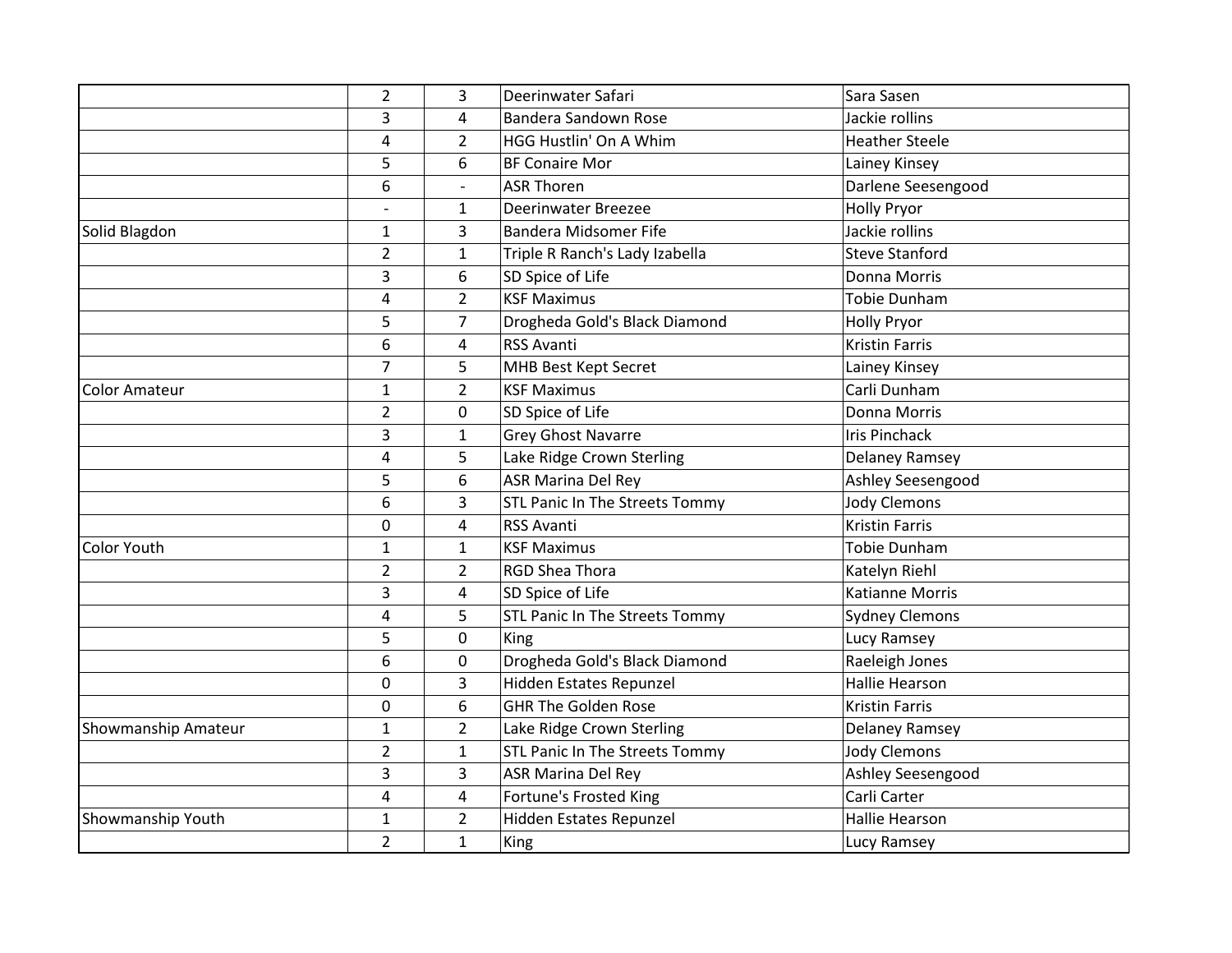| | | | | |
|---|---|---|---|---|
| | 2 | 3 | Deerinwater Safari | Sara Sasen |
| | 3 | 4 | Bandera Sandown Rose | Jackie rollins |
| | 4 | 2 | HGG Hustlin' On A Whim | Heather Steele |
| | 5 | 6 | BF Conaire Mor | Lainey Kinsey |
| | 6 | - | ASR Thoren | Darlene Seesengood |
| | - | 1 | Deerinwater Breezee | Holly Pryor |
| Solid Blagdon | 1 | 3 | Bandera Midsomer Fife | Jackie rollins |
| | 2 | 1 | Triple R Ranch's Lady Izabella | Steve Stanford |
| | 3 | 6 | SD Spice of Life | Donna Morris |
| | 4 | 2 | KSF Maximus | Tobie Dunham |
| | 5 | 7 | Drogheda Gold's Black Diamond | Holly Pryor |
| | 6 | 4 | RSS Avanti | Kristin Farris |
| | 7 | 5 | MHB Best Kept Secret | Lainey Kinsey |
| Color Amateur | 1 | 2 | KSF Maximus | Carli Dunham |
| | 2 | 0 | SD Spice of Life | Donna Morris |
| | 3 | 1 | Grey Ghost Navarre | Iris Pinchack |
| | 4 | 5 | Lake Ridge Crown Sterling | Delaney Ramsey |
| | 5 | 6 | ASR Marina Del Rey | Ashley Seesengood |
| | 6 | 3 | STL Panic In The Streets Tommy | Jody Clemons |
| | 0 | 4 | RSS Avanti | Kristin Farris |
| Color Youth | 1 | 1 | KSF Maximus | Tobie Dunham |
| | 2 | 2 | RGD Shea Thora | Katelyn Riehl |
| | 3 | 4 | SD Spice of Life | Katianne Morris |
| | 4 | 5 | STL Panic In The Streets Tommy | Sydney Clemons |
| | 5 | 0 | King | Lucy Ramsey |
| | 6 | 0 | Drogheda Gold's Black Diamond | Raeleigh Jones |
| | 0 | 3 | Hidden Estates Repunzel | Hallie Hearson |
| | 0 | 6 | GHR The Golden Rose | Kristin Farris |
| Showmanship Amateur | 1 | 2 | Lake Ridge Crown Sterling | Delaney Ramsey |
| | 2 | 1 | STL Panic In The Streets Tommy | Jody Clemons |
| | 3 | 3 | ASR Marina Del Rey | Ashley Seesengood |
| | 4 | 4 | Fortune's Frosted King | Carli Carter |
| Showmanship Youth | 1 | 2 | Hidden Estates Repunzel | Hallie Hearson |
| | 2 | 1 | King | Lucy Ramsey |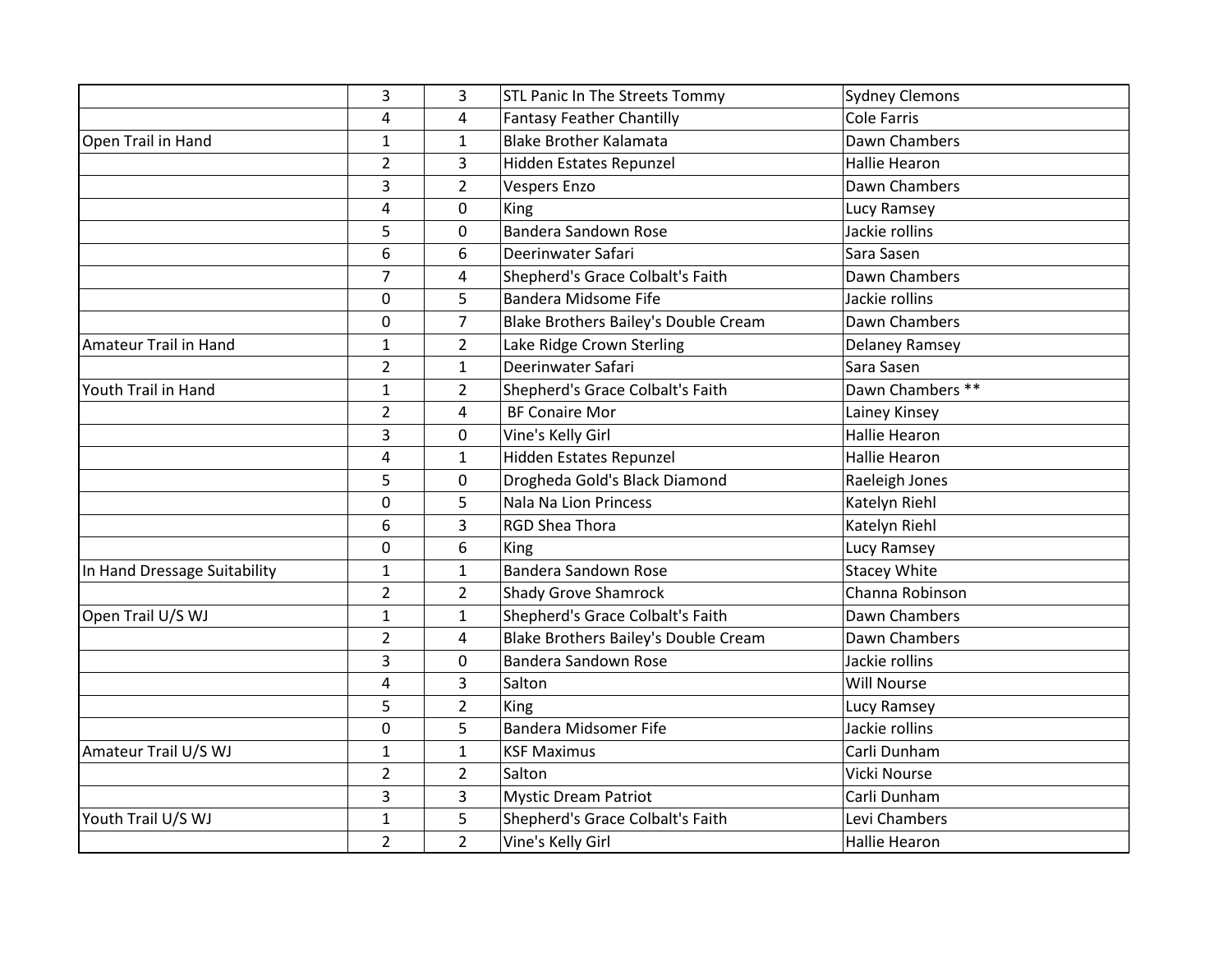| | | | | |
|---|---|---|---|---|
| | 3 | 3 | STL Panic In The Streets Tommy | Sydney Clemons |
| | 4 | 4 | Fantasy Feather Chantilly | Cole Farris |
| Open Trail in Hand | 1 | 1 | Blake Brother Kalamata | Dawn Chambers |
| | 2 | 3 | Hidden Estates Repunzel | Hallie Hearon |
| | 3 | 2 | Vespers Enzo | Dawn Chambers |
| | 4 | 0 | King | Lucy Ramsey |
| | 5 | 0 | Bandera Sandown Rose | Jackie rollins |
| | 6 | 6 | Deerinwater Safari | Sara Sasen |
| | 7 | 4 | Shepherd's Grace Colbalt's Faith | Dawn Chambers |
| | 0 | 5 | Bandera Midsome Fife | Jackie rollins |
| | 0 | 7 | Blake Brothers Bailey's Double Cream | Dawn Chambers |
| Amateur Trail in Hand | 1 | 2 | Lake Ridge Crown Sterling | Delaney Ramsey |
| | 2 | 1 | Deerinwater Safari | Sara Sasen |
| Youth Trail in Hand | 1 | 2 | Shepherd's Grace Colbalt's Faith | Dawn Chambers ** |
| | 2 | 4 | BF Conaire Mor | Lainey Kinsey |
| | 3 | 0 | Vine's Kelly Girl | Hallie Hearon |
| | 4 | 1 | Hidden Estates Repunzel | Hallie Hearon |
| | 5 | 0 | Drogheda Gold's Black Diamond | Raeleigh Jones |
| | 0 | 5 | Nala Na Lion Princess | Katelyn Riehl |
| | 6 | 3 | RGD Shea Thora | Katelyn Riehl |
| | 0 | 6 | King | Lucy Ramsey |
| In Hand Dressage Suitability | 1 | 1 | Bandera Sandown Rose | Stacey White |
| | 2 | 2 | Shady Grove Shamrock | Channa Robinson |
| Open Trail U/S WJ | 1 | 1 | Shepherd's Grace Colbalt's Faith | Dawn Chambers |
| | 2 | 4 | Blake Brothers Bailey's Double Cream | Dawn Chambers |
| | 3 | 0 | Bandera Sandown Rose | Jackie rollins |
| | 4 | 3 | Salton | Will Nourse |
| | 5 | 2 | King | Lucy Ramsey |
| | 0 | 5 | Bandera Midsomer Fife | Jackie rollins |
| Amateur Trail U/S WJ | 1 | 1 | KSF Maximus | Carli Dunham |
| | 2 | 2 | Salton | Vicki Nourse |
| | 3 | 3 | Mystic Dream Patriot | Carli Dunham |
| Youth Trail U/S WJ | 1 | 5 | Shepherd's Grace Colbalt's Faith | Levi Chambers |
| | 2 | 2 | Vine's Kelly Girl | Hallie Hearon |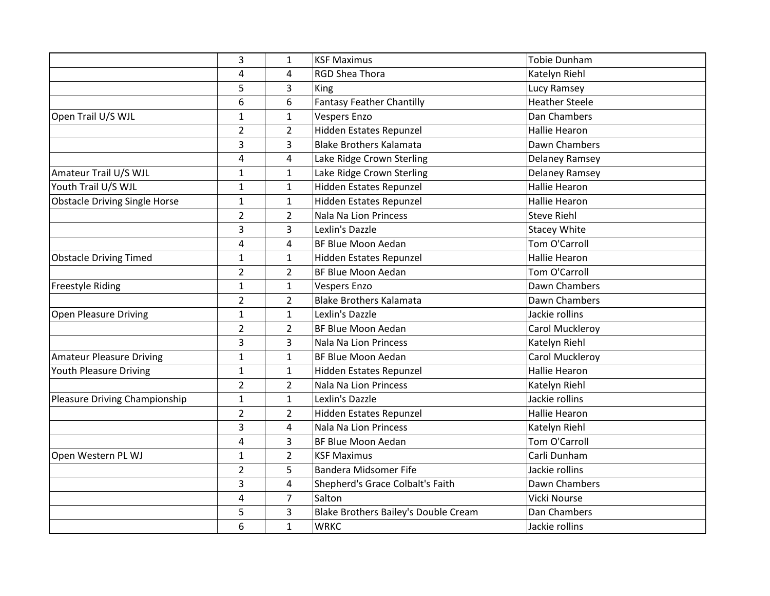| | | | | |
|---|---|---|---|---|
| | 3 | 1 | KSF Maximus | Tobie Dunham |
| | 4 | 4 | RGD Shea Thora | Katelyn Riehl |
| | 5 | 3 | King | Lucy Ramsey |
| | 6 | 6 | Fantasy Feather Chantilly | Heather Steele |
| Open Trail U/S WJL | 1 | 1 | Vespers Enzo | Dan Chambers |
| | 2 | 2 | Hidden Estates Repunzel | Hallie Hearon |
| | 3 | 3 | Blake Brothers Kalamata | Dawn Chambers |
| | 4 | 4 | Lake Ridge Crown Sterling | Delaney Ramsey |
| Amateur Trail U/S WJL | 1 | 1 | Lake Ridge Crown Sterling | Delaney Ramsey |
| Youth Trail U/S WJL | 1 | 1 | Hidden Estates Repunzel | Hallie Hearon |
| Obstacle Driving Single Horse | 1 | 1 | Hidden Estates Repunzel | Hallie Hearon |
| | 2 | 2 | Nala Na Lion Princess | Steve Riehl |
| | 3 | 3 | Lexlin's Dazzle | Stacey White |
| | 4 | 4 | BF Blue Moon Aedan | Tom O'Carroll |
| Obstacle Driving Timed | 1 | 1 | Hidden Estates Repunzel | Hallie Hearon |
| | 2 | 2 | BF Blue Moon Aedan | Tom O'Carroll |
| Freestyle Riding | 1 | 1 | Vespers Enzo | Dawn Chambers |
| | 2 | 2 | Blake Brothers Kalamata | Dawn Chambers |
| Open Pleasure Driving | 1 | 1 | Lexlin's Dazzle | Jackie rollins |
| | 2 | 2 | BF Blue Moon Aedan | Carol Muckleroy |
| | 3 | 3 | Nala Na Lion Princess | Katelyn Riehl |
| Amateur Pleasure Driving | 1 | 1 | BF Blue Moon Aedan | Carol Muckleroy |
| Youth Pleasure Driving | 1 | 1 | Hidden Estates Repunzel | Hallie Hearon |
| | 2 | 2 | Nala Na Lion Princess | Katelyn Riehl |
| Pleasure Driving Championship | 1 | 1 | Lexlin's Dazzle | Jackie rollins |
| | 2 | 2 | Hidden Estates Repunzel | Hallie Hearon |
| | 3 | 4 | Nala Na Lion Princess | Katelyn Riehl |
| | 4 | 3 | BF Blue Moon Aedan | Tom O'Carroll |
| Open Western PL WJ | 1 | 2 | KSF Maximus | Carli Dunham |
| | 2 | 5 | Bandera Midsomer Fife | Jackie rollins |
| | 3 | 4 | Shepherd's Grace Colbalt's Faith | Dawn Chambers |
| | 4 | 7 | Salton | Vicki Nourse |
| | 5 | 3 | Blake Brothers Bailey's Double Cream | Dan Chambers |
| | 6 | 1 | WRKC | Jackie rollins |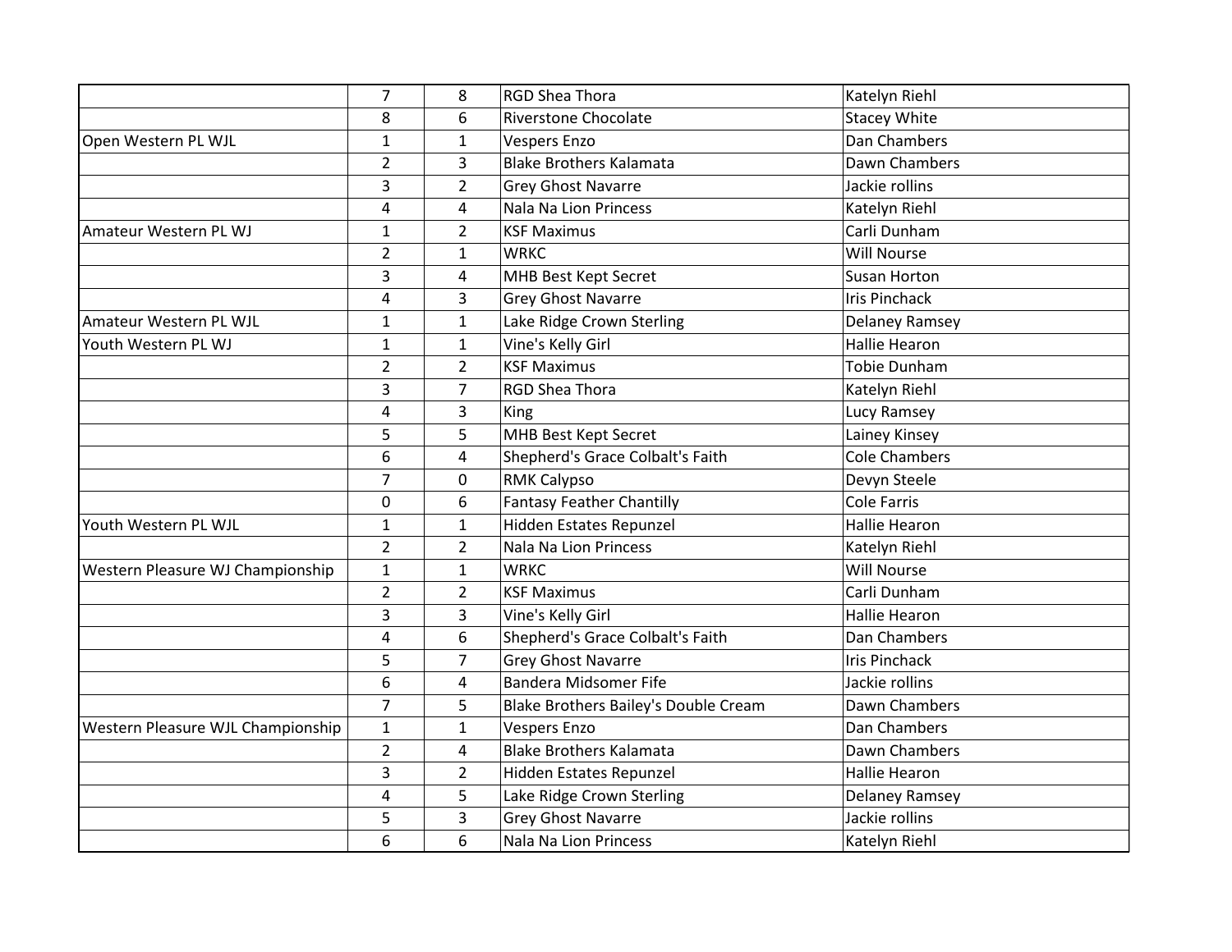| | | | | |
|---|---|---|---|---|
| | 7 | 8 | RGD Shea Thora | Katelyn Riehl |
| | 8 | 6 | Riverstone Chocolate | Stacey White |
| Open Western PL WJL | 1 | 1 | Vespers Enzo | Dan Chambers |
| | 2 | 3 | Blake Brothers Kalamata | Dawn Chambers |
| | 3 | 2 | Grey Ghost Navarre | Jackie rollins |
| | 4 | 4 | Nala Na Lion Princess | Katelyn Riehl |
| Amateur Western PL WJ | 1 | 2 | KSF Maximus | Carli Dunham |
| | 2 | 1 | WRKC | Will Nourse |
| | 3 | 4 | MHB Best Kept Secret | Susan Horton |
| | 4 | 3 | Grey Ghost Navarre | Iris Pinchack |
| Amateur Western PL WJL | 1 | 1 | Lake Ridge Crown Sterling | Delaney Ramsey |
| Youth Western PL WJ | 1 | 1 | Vine's Kelly Girl | Hallie Hearon |
| | 2 | 2 | KSF Maximus | Tobie Dunham |
| | 3 | 7 | RGD Shea Thora | Katelyn Riehl |
| | 4 | 3 | King | Lucy Ramsey |
| | 5 | 5 | MHB Best Kept Secret | Lainey Kinsey |
| | 6 | 4 | Shepherd's Grace Colbalt's Faith | Cole Chambers |
| | 7 | 0 | RMK Calypso | Devyn Steele |
| | 0 | 6 | Fantasy Feather Chantilly | Cole Farris |
| Youth Western PL WJL | 1 | 1 | Hidden Estates Repunzel | Hallie Hearon |
| | 2 | 2 | Nala Na Lion Princess | Katelyn Riehl |
| Western Pleasure WJ Championship | 1 | 1 | WRKC | Will Nourse |
| | 2 | 2 | KSF Maximus | Carli Dunham |
| | 3 | 3 | Vine's Kelly Girl | Hallie Hearon |
| | 4 | 6 | Shepherd's Grace Colbalt's Faith | Dan Chambers |
| | 5 | 7 | Grey Ghost Navarre | Iris Pinchack |
| | 6 | 4 | Bandera Midsomer Fife | Jackie rollins |
| | 7 | 5 | Blake Brothers Bailey's Double Cream | Dawn Chambers |
| Western Pleasure WJL Championship | 1 | 1 | Vespers Enzo | Dan Chambers |
| | 2 | 4 | Blake Brothers Kalamata | Dawn Chambers |
| | 3 | 2 | Hidden Estates Repunzel | Hallie Hearon |
| | 4 | 5 | Lake Ridge Crown Sterling | Delaney Ramsey |
| | 5 | 3 | Grey Ghost Navarre | Jackie rollins |
| | 6 | 6 | Nala Na Lion Princess | Katelyn Riehl |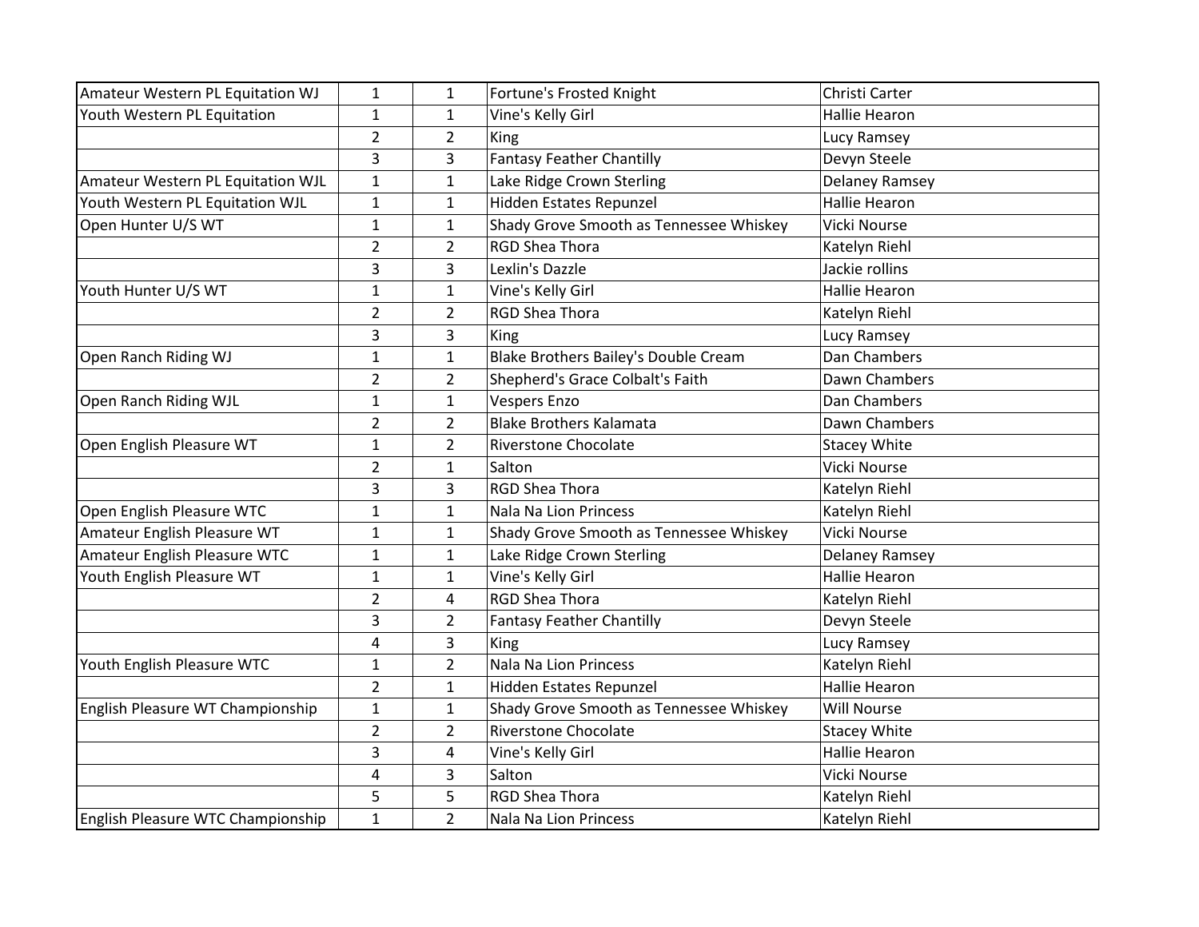| | | | | |
|---|---|---|---|---|
| Amateur Western PL Equitation WJ | 1 | 1 | Fortune's Frosted Knight | Christi Carter |
| Youth Western PL Equitation | 1 | 1 | Vine's Kelly Girl | Hallie Hearon |
| | 2 | 2 | King | Lucy Ramsey |
| | 3 | 3 | Fantasy Feather Chantilly | Devyn Steele |
| Amateur Western PL Equitation WJL | 1 | 1 | Lake Ridge Crown Sterling | Delaney Ramsey |
| Youth Western PL Equitation WJL | 1 | 1 | Hidden Estates Repunzel | Hallie Hearon |
| Open Hunter U/S WT | 1 | 1 | Shady Grove Smooth as Tennessee Whiskey | Vicki Nourse |
| | 2 | 2 | RGD Shea Thora | Katelyn Riehl |
| | 3 | 3 | Lexlin's Dazzle | Jackie rollins |
| Youth Hunter U/S WT | 1 | 1 | Vine's Kelly Girl | Hallie Hearon |
| | 2 | 2 | RGD Shea Thora | Katelyn Riehl |
| | 3 | 3 | King | Lucy Ramsey |
| Open Ranch Riding WJ | 1 | 1 | Blake Brothers Bailey's Double Cream | Dan Chambers |
| | 2 | 2 | Shepherd's Grace Colbalt's Faith | Dawn Chambers |
| Open Ranch Riding WJL | 1 | 1 | Vespers Enzo | Dan Chambers |
| | 2 | 2 | Blake Brothers Kalamata | Dawn Chambers |
| Open English Pleasure WT | 1 | 2 | Riverstone Chocolate | Stacey White |
| | 2 | 1 | Salton | Vicki Nourse |
| | 3 | 3 | RGD Shea Thora | Katelyn Riehl |
| Open English Pleasure WTC | 1 | 1 | Nala Na Lion Princess | Katelyn Riehl |
| Amateur English Pleasure WT | 1 | 1 | Shady Grove Smooth as Tennessee Whiskey | Vicki Nourse |
| Amateur English Pleasure WTC | 1 | 1 | Lake Ridge Crown Sterling | Delaney Ramsey |
| Youth English Pleasure WT | 1 | 1 | Vine's Kelly Girl | Hallie Hearon |
| | 2 | 4 | RGD Shea Thora | Katelyn Riehl |
| | 3 | 2 | Fantasy Feather Chantilly | Devyn Steele |
| | 4 | 3 | King | Lucy Ramsey |
| Youth English Pleasure WTC | 1 | 2 | Nala Na Lion Princess | Katelyn Riehl |
| | 2 | 1 | Hidden Estates Repunzel | Hallie Hearon |
| English Pleasure WT Championship | 1 | 1 | Shady Grove Smooth as Tennessee Whiskey | Will Nourse |
| | 2 | 2 | Riverstone Chocolate | Stacey White |
| | 3 | 4 | Vine's Kelly Girl | Hallie Hearon |
| | 4 | 3 | Salton | Vicki Nourse |
| | 5 | 5 | RGD Shea Thora | Katelyn Riehl |
| English Pleasure WTC Championship | 1 | 2 | Nala Na Lion Princess | Katelyn Riehl |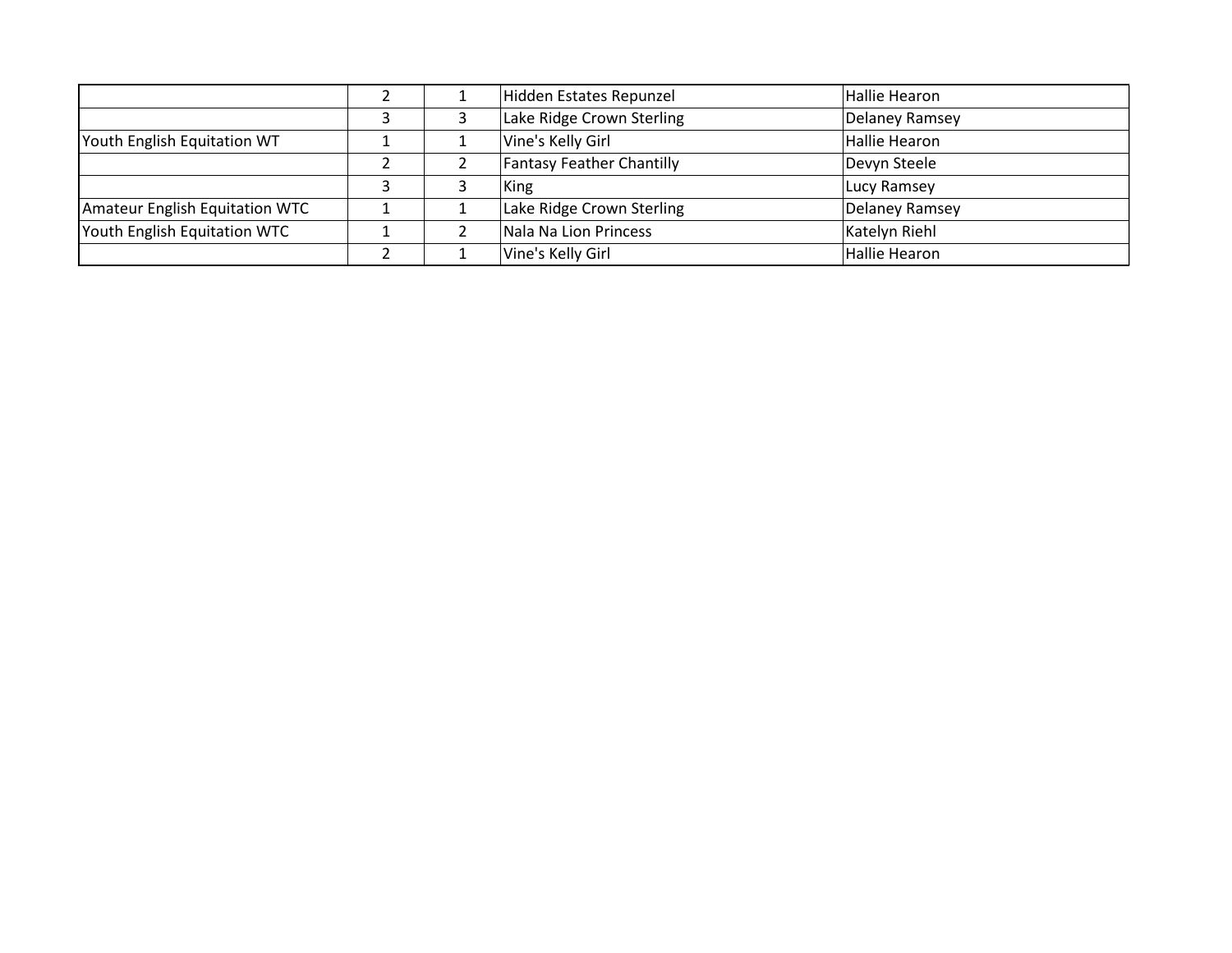| | | | | |
|---|---|---|---|---|
| | 2 | 1 | Hidden Estates Repunzel | Hallie Hearon |
| | 3 | 3 | Lake Ridge Crown Sterling | Delaney Ramsey |
| Youth English Equitation WT | 1 | 1 | Vine's Kelly Girl | Hallie Hearon |
| | 2 | 2 | Fantasy Feather Chantilly | Devyn Steele |
| | 3 | 3 | King | Lucy Ramsey |
| Amateur English Equitation WTC | 1 | 1 | Lake Ridge Crown Sterling | Delaney Ramsey |
| Youth English Equitation WTC | 1 | 2 | Nala Na Lion Princess | Katelyn Riehl |
| | 2 | 1 | Vine's Kelly Girl | Hallie Hearon |